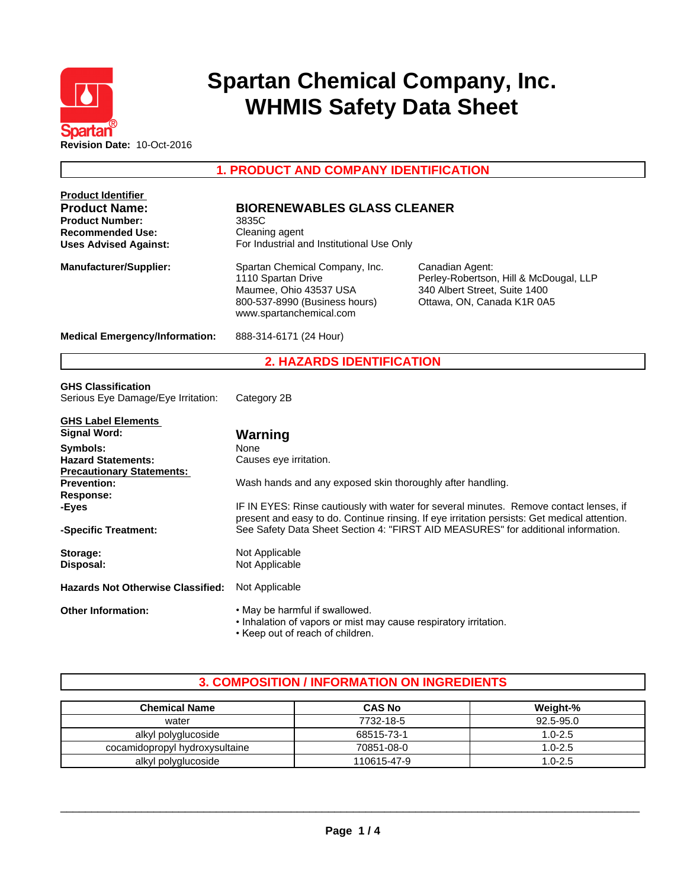# Spartan Chemical Company, Inc.
# WHMIS Safety Data Sheet

**Revision Date:** 10-Oct-2016

## 1. PRODUCT AND COMPANY IDENTIFICATION

**Product Identifier**

| | |
|---|---|
| **Product Name:** | **BIORENEWABLES GLASS CLEANER** |
| **Product Number:** | 3835C |
| **Recommended Use:** | Cleaning agent |
| **Uses Advised Against:** | For Industrial and Institutional Use Only |

**Manufacturer/Supplier:**

Spartan Chemical Company, Inc.
1110 Spartan Drive
Maumee, Ohio 43537 USA
800-537-8990 (Business hours)
www.spartanchemical.com

Canadian Agent:
Perley-Robertson, Hill & McDougal, LLP
340 Albert Street, Suite 1400
Ottawa, ON, Canada K1R 0A5

**Medical Emergency/Information:** 888-314-6171 (24 Hour)

## 2. HAZARDS IDENTIFICATION

**GHS Classification**

Serious Eye Damage/Eye Irritation: Category 2B

**GHS Label Elements**

**Signal Word:** **Warning**

**Symbols:** None

**Hazard Statements:** Causes eye irritation.

**Precautionary Statements:**

**Prevention:** Wash hands and any exposed skin thoroughly after handling.

**Response:**

**-Eyes** IF IN EYES: Rinse cautiously with water for several minutes. Remove contact lenses, if present and easy to do. Continue rinsing. If eye irritation persists: Get medical attention.

**-Specific Treatment:** See Safety Data Sheet Section 4: "FIRST AID MEASURES" for additional information.

**Storage:** Not Applicable

**Disposal:** Not Applicable

**Hazards Not Otherwise Classified:** Not Applicable

**Other Information:**

- May be harmful if swallowed.
- Inhalation of vapors or mist may cause respiratory irritation.
- Keep out of reach of children.

## 3. COMPOSITION / INFORMATION ON INGREDIENTS

| Chemical Name | CAS No | Weight-% |
|---|---|---|
| water | 7732-18-5 | 92.5-95.0 |
| alkyl polyglucoside | 68515-73-1 | 1.0-2.5 |
| cocamidopropyl hydroxysultaine | 70851-08-0 | 1.0-2.5 |
| alkyl polyglucoside | 110615-47-9 | 1.0-2.5 |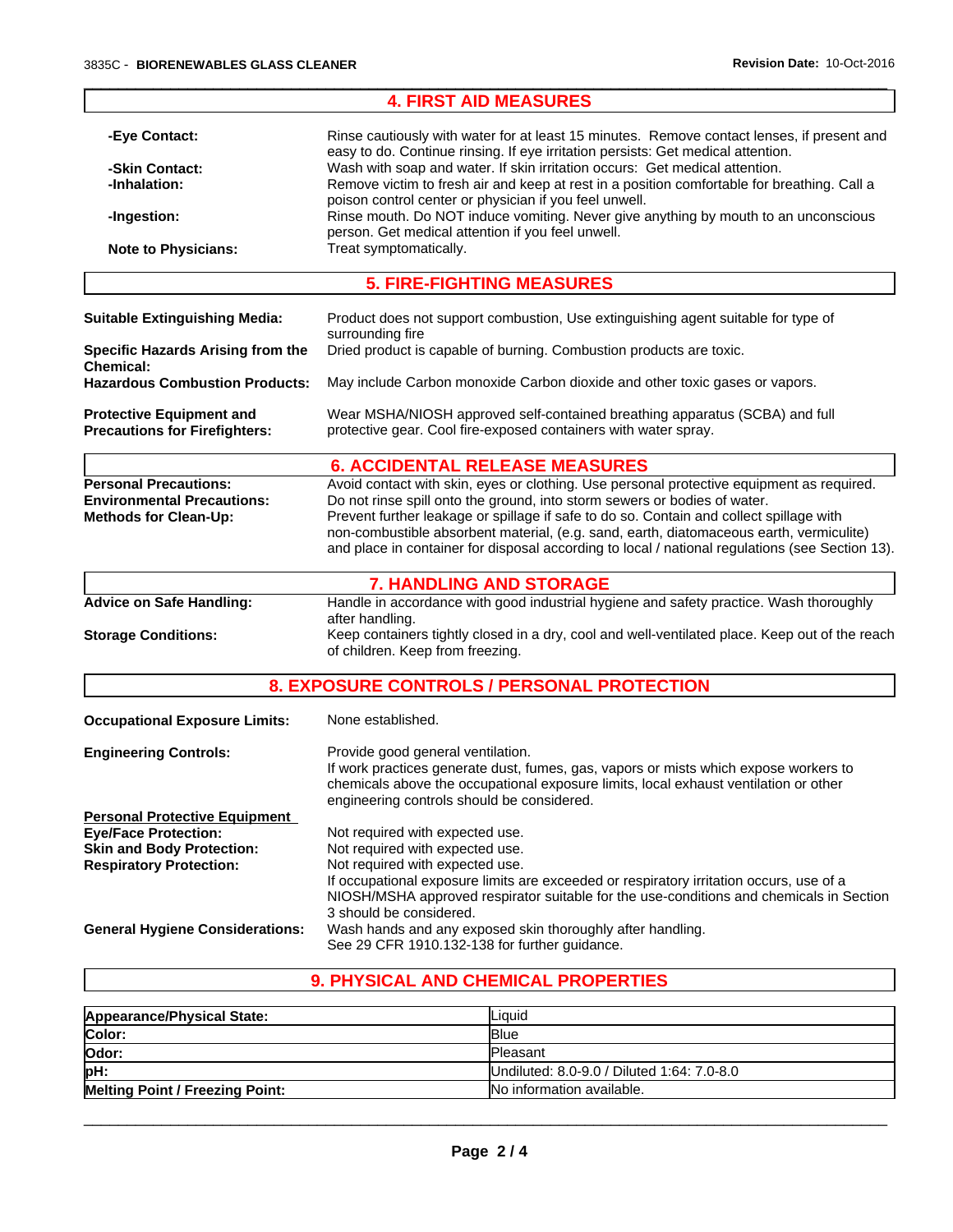## 4. FIRST AID MEASURES

**-Eye Contact:** Rinse cautiously with water for at least 15 minutes. Remove contact lenses, if present and easy to do. Continue rinsing. If eye irritation persists: Get medical attention.

**-Skin Contact:** Wash with soap and water. If skin irritation occurs: Get medical attention.

**-Inhalation:** Remove victim to fresh air and keep at rest in a position comfortable for breathing. Call a poison control center or physician if you feel unwell.

**-Ingestion:** Rinse mouth. Do NOT induce vomiting. Never give anything by mouth to an unconscious person. Get medical attention if you feel unwell.

**Note to Physicians:** Treat symptomatically.

## 5. FIRE-FIGHTING MEASURES

**Suitable Extinguishing Media:** Product does not support combustion, Use extinguishing agent suitable for type of surrounding fire

**Specific Hazards Arising from the Chemical:** Dried product is capable of burning. Combustion products are toxic.

**Hazardous Combustion Products:** May include Carbon monoxide Carbon dioxide and other toxic gases or vapors.

**Protective Equipment and Precautions for Firefighters:** Wear MSHA/NIOSH approved self-contained breathing apparatus (SCBA) and full protective gear. Cool fire-exposed containers with water spray.

## 6. ACCIDENTAL RELEASE MEASURES

**Personal Precautions:** Avoid contact with skin, eyes or clothing. Use personal protective equipment as required.

**Environmental Precautions:** Do not rinse spill onto the ground, into storm sewers or bodies of water.

**Methods for Clean-Up:** Prevent further leakage or spillage if safe to do so. Contain and collect spillage with non-combustible absorbent material, (e.g. sand, earth, diatomaceous earth, vermiculite) and place in container for disposal according to local / national regulations (see Section 13).

## 7. HANDLING AND STORAGE

**Advice on Safe Handling:** Handle in accordance with good industrial hygiene and safety practice. Wash thoroughly after handling.

**Storage Conditions:** Keep containers tightly closed in a dry, cool and well-ventilated place. Keep out of the reach of children. Keep from freezing.

## 8. EXPOSURE CONTROLS / PERSONAL PROTECTION

**Occupational Exposure Limits:** None established.

**Engineering Controls:** Provide good general ventilation.
If work practices generate dust, fumes, gas, vapors or mists which expose workers to chemicals above the occupational exposure limits, local exhaust ventilation or other engineering controls should be considered.

**Personal Protective Equipment**

**Eye/Face Protection:** Not required with expected use.

**Skin and Body Protection:** Not required with expected use.

**Respiratory Protection:** Not required with expected use.
If occupational exposure limits are exceeded or respiratory irritation occurs, use of a NIOSH/MSHA approved respirator suitable for the use-conditions and chemicals in Section 3 should be considered.

**General Hygiene Considerations:** Wash hands and any exposed skin thoroughly after handling.
See 29 CFR 1910.132-138 for further guidance.

## 9. PHYSICAL AND CHEMICAL PROPERTIES

| Property | Value |
|---|---|
| **Appearance/Physical State:** | Liquid |
| **Color:** | Blue |
| **Odor:** | Pleasant |
| **pH:** | Undiluted: 8.0-9.0 / Diluted 1:64: 7.0-8.0 |
| **Melting Point / Freezing Point:** | No information available. |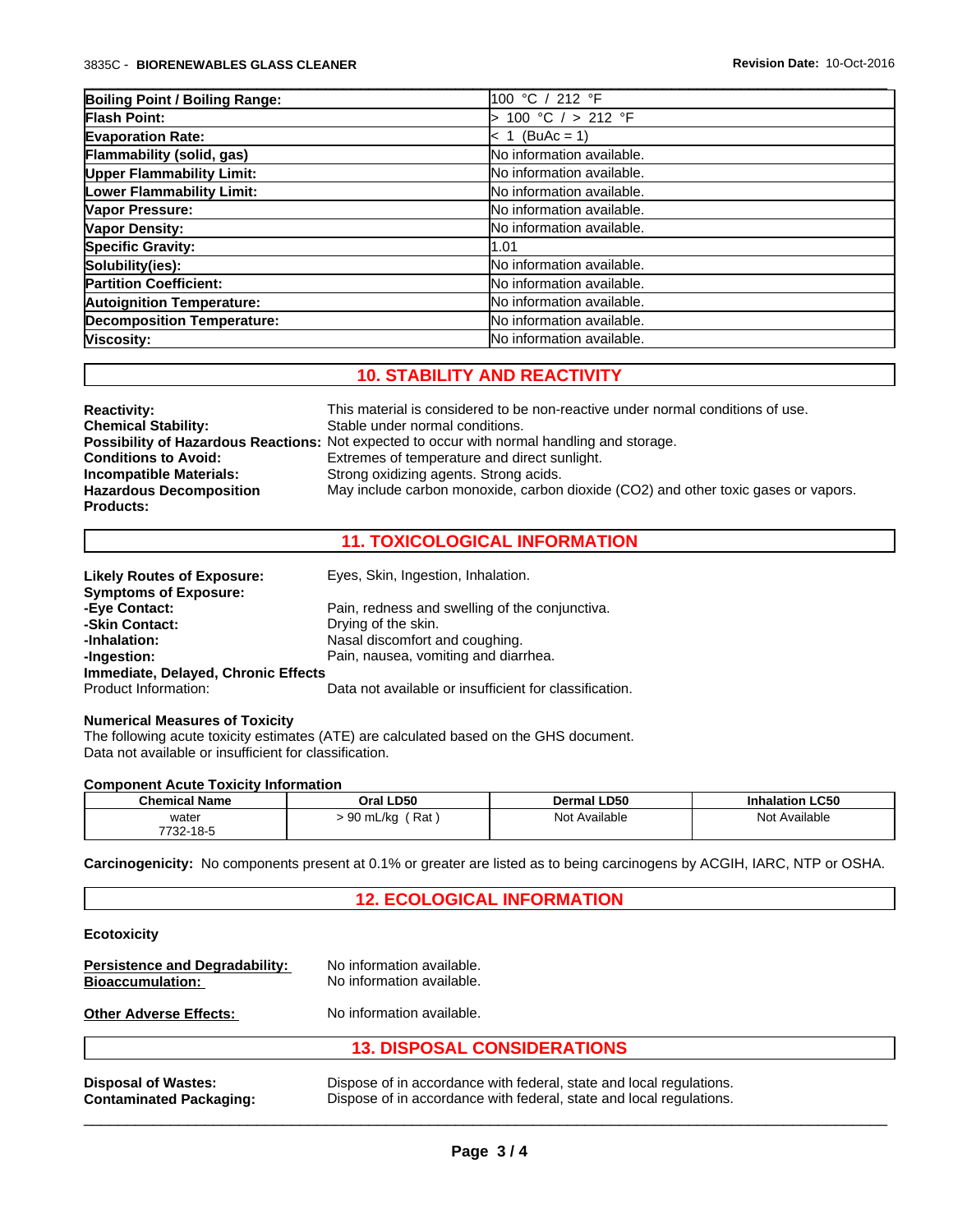| | |
|---|---|
| **Boiling Point / Boiling Range:** | 100 °C / 212 °F |
| **Flash Point:** | > 100 °C / > 212 °F |
| **Evaporation Rate:** | < 1 (BuAc = 1) |
| **Flammability (solid, gas)** | No information available. |
| **Upper Flammability Limit:** | No information available. |
| **Lower Flammability Limit:** | No information available. |
| **Vapor Pressure:** | No information available. |
| **Vapor Density:** | No information available. |
| **Specific Gravity:** | 1.01 |
| **Solubility(ies):** | No information available. |
| **Partition Coefficient:** | No information available. |
| **Autoignition Temperature:** | No information available. |
| **Decomposition Temperature:** | No information available. |
| **Viscosity:** | No information available. |

## 10. STABILITY AND REACTIVITY

**Reactivity:** This material is considered to be non-reactive under normal conditions of use.
**Chemical Stability:** Stable under normal conditions.
**Possibility of Hazardous Reactions:** Not expected to occur with normal handling and storage.
**Conditions to Avoid:** Extremes of temperature and direct sunlight.
**Incompatible Materials:** Strong oxidizing agents. Strong acids.
**Hazardous Decomposition Products:** May include carbon monoxide, carbon dioxide ($CO_2$) and other toxic gases or vapors.

## 11. TOXICOLOGICAL INFORMATION

**Likely Routes of Exposure:** Eyes, Skin, Ingestion, Inhalation.
**Symptoms of Exposure:**
**-Eye Contact:** Pain, redness and swelling of the conjunctiva.
**-Skin Contact:** Drying of the skin.
**-Inhalation:** Nasal discomfort and coughing.
**-Ingestion:** Pain, nausea, vomiting and diarrhea.
**Immediate, Delayed, Chronic Effects**
Product Information: Data not available or insufficient for classification.

**Numerical Measures of Toxicity**
The following acute toxicity estimates (ATE) are calculated based on the GHS document.
Data not available or insufficient for classification.

**Component Acute Toxicity Information**

| Chemical Name | Oral LD50 | Dermal LD50 | Inhalation LC50 |
|---|---|---|---|
| water 7732-18-5 | > 90 mL/kg ( Rat ) | Not Available | Not Available |

**Carcinogenicity:** No components present at 0.1% or greater are listed as to being carcinogens by ACGIH, IARC, NTP or OSHA.

## 12. ECOLOGICAL INFORMATION

**Ecotoxicity**

**Persistence and Degradability:** No information available.
**Bioaccumulation:** No information available.

**Other Adverse Effects:** No information available.

## 13. DISPOSAL CONSIDERATIONS

**Disposal of Wastes:** Dispose of in accordance with federal, state and local regulations.
**Contaminated Packaging:** Dispose of in accordance with federal, state and local regulations.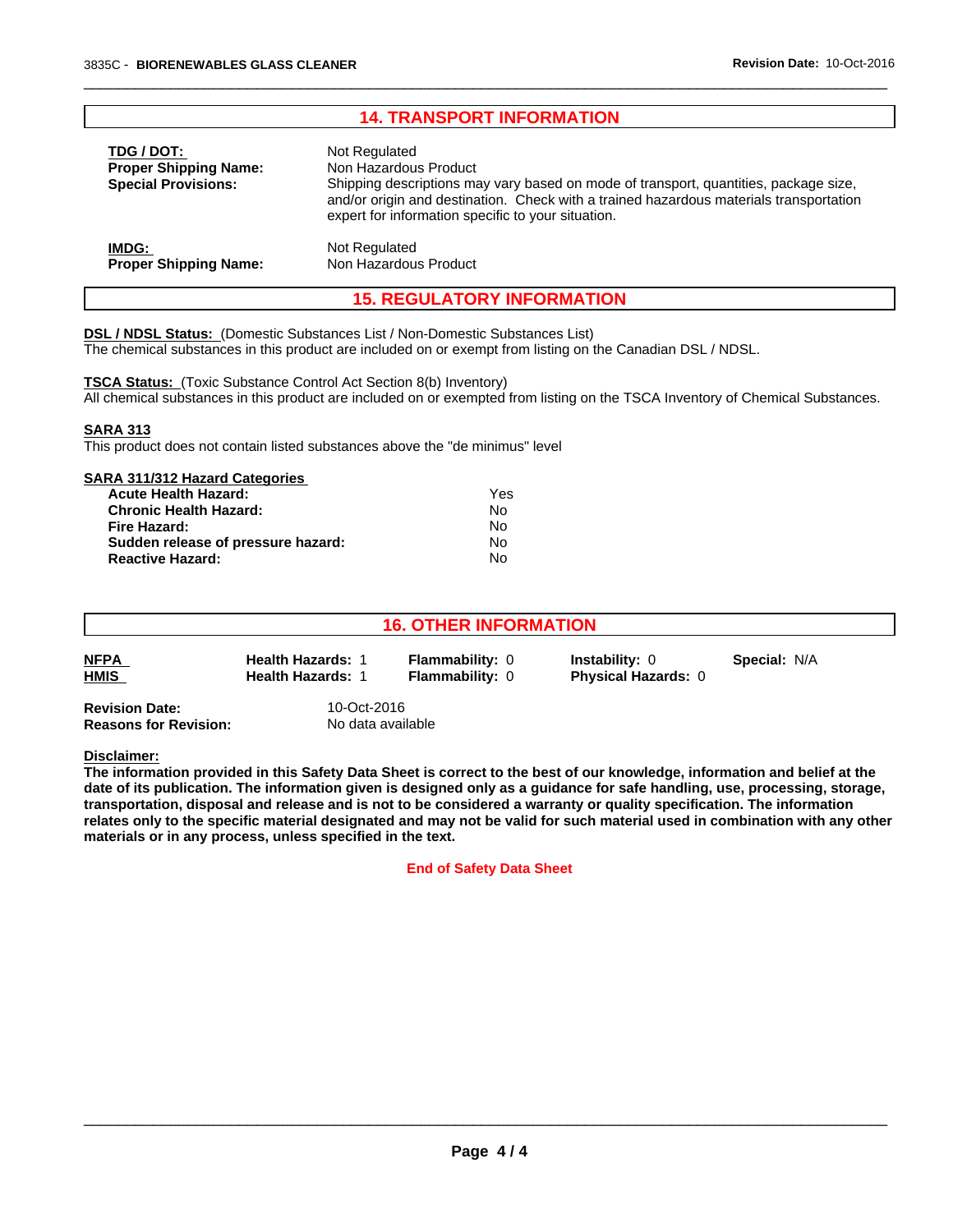## 14. TRANSPORT INFORMATION

| | |
|---|---|
| **TDG / DOT:** | Not Regulated |
| **Proper Shipping Name:** | Non Hazardous Product |
| **Special Provisions:** | Shipping descriptions may vary based on mode of transport, quantities, package size, and/or origin and destination. Check with a trained hazardous materials transportation expert for information specific to your situation. |

| | |
|---|---|
| **IMDG:** | Not Regulated |
| **Proper Shipping Name:** | Non Hazardous Product |

## 15. REGULATORY INFORMATION

**DSL / NDSL Status:** (Domestic Substances List / Non-Domestic Substances List)
The chemical substances in this product are included on or exempt from listing on the Canadian DSL / NDSL.

**TSCA Status:** (Toxic Substance Control Act Section 8(b) Inventory)
All chemical substances in this product are included on or exempted from listing on the TSCA Inventory of Chemical Substances.

**SARA 313**
This product does not contain listed substances above the "de minimus" level

**SARA 311/312 Hazard Categories**

| | |
|---|---|
| **Acute Health Hazard:** | Yes |
| **Chronic Health Hazard:** | No |
| **Fire Hazard:** | No |
| **Sudden release of pressure hazard:** | No |
| **Reactive Hazard:** | No |

## 16. OTHER INFORMATION

| | | | | |
|---|---|---|---|---|
| **NFPA** | **Health Hazards:** 1 | **Flammability:** 0 | **Instability:** 0 | **Special:** N/A |
| **HMIS** | **Health Hazards:** 1 | **Flammability:** 0 | **Physical Hazards:** 0 | |

| | |
|---|---|
| **Revision Date:** | 10-Oct-2016 |
| **Reasons for Revision:** | No data available |

**Disclaimer:**
**The information provided in this Safety Data Sheet is correct to the best of our knowledge, information and belief at the date of its publication. The information given is designed only as a guidance for safe handling, use, processing, storage, transportation, disposal and release and is not to be considered a warranty or quality specification. The information relates only to the specific material designated and may not be valid for such material used in combination with any other materials or in any process, unless specified in the text.**

**End of Safety Data Sheet**